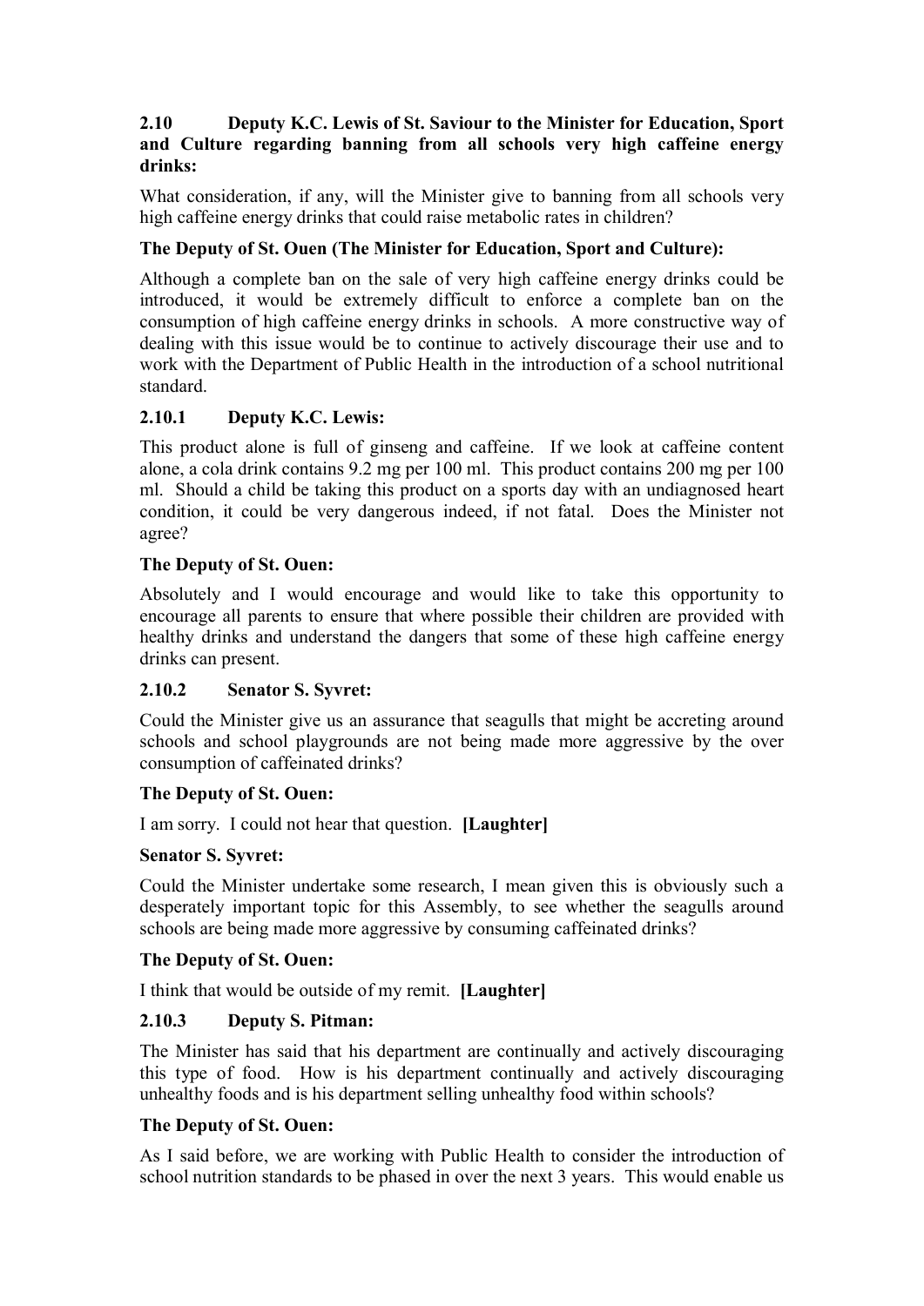### 2.10 Deputy K.C. Lewis of St. Saviour to the Minister for Education, Sport and Culture regarding banning from all schools very high caffeine energy drinks:

What consideration, if any, will the Minister give to banning from all schools very high caffeine energy drinks that could raise metabolic rates in children?

**The Deputy of St. Ouen (The Minister for Education, Sport and Culture):**

Although a complete ban on the sale of very high caffeine energy drinks could be introduced, it would be extremely difficult to enforce a complete ban on the consumption of high caffeine energy drinks in schools. A more constructive way of dealing with this issue would be to continue to actively discourage their use and to work with the Department of Public Health in the introduction of a school nutritional standard.

### 2.10.1 Deputy K.C. Lewis:

This product alone is full of ginseng and caffeine. If we look at caffeine content alone, a cola drink contains 9.2 mg per 100 ml. This product contains 200 mg per 100 ml. Should a child be taking this product on a sports day with an undiagnosed heart condition, it could be very dangerous indeed, if not fatal. Does the Minister not agree?

**The Deputy of St. Ouen:**

Absolutely and I would encourage and would like to take this opportunity to encourage all parents to ensure that where possible their children are provided with healthy drinks and understand the dangers that some of these high caffeine energy drinks can present.

### 2.10.2 Senator S. Syvret:

Could the Minister give us an assurance that seagulls that might be accreting around schools and school playgrounds are not being made more aggressive by the over consumption of caffeinated drinks?

**The Deputy of St. Ouen:**

I am sorry. I could not hear that question. **[Laughter]**

**Senator S. Syvret:**

Could the Minister undertake some research, I mean given this is obviously such a desperately important topic for this Assembly, to see whether the seagulls around schools are being made more aggressive by consuming caffeinated drinks?

**The Deputy of St. Ouen:**

I think that would be outside of my remit. **[Laughter]**

### 2.10.3 Deputy S. Pitman:

The Minister has said that his department are continually and actively discouraging this type of food. How is his department continually and actively discouraging unhealthy foods and is his department selling unhealthy food within schools?

**The Deputy of St. Ouen:**

As I said before, we are working with Public Health to consider the introduction of school nutrition standards to be phased in over the next 3 years. This would enable us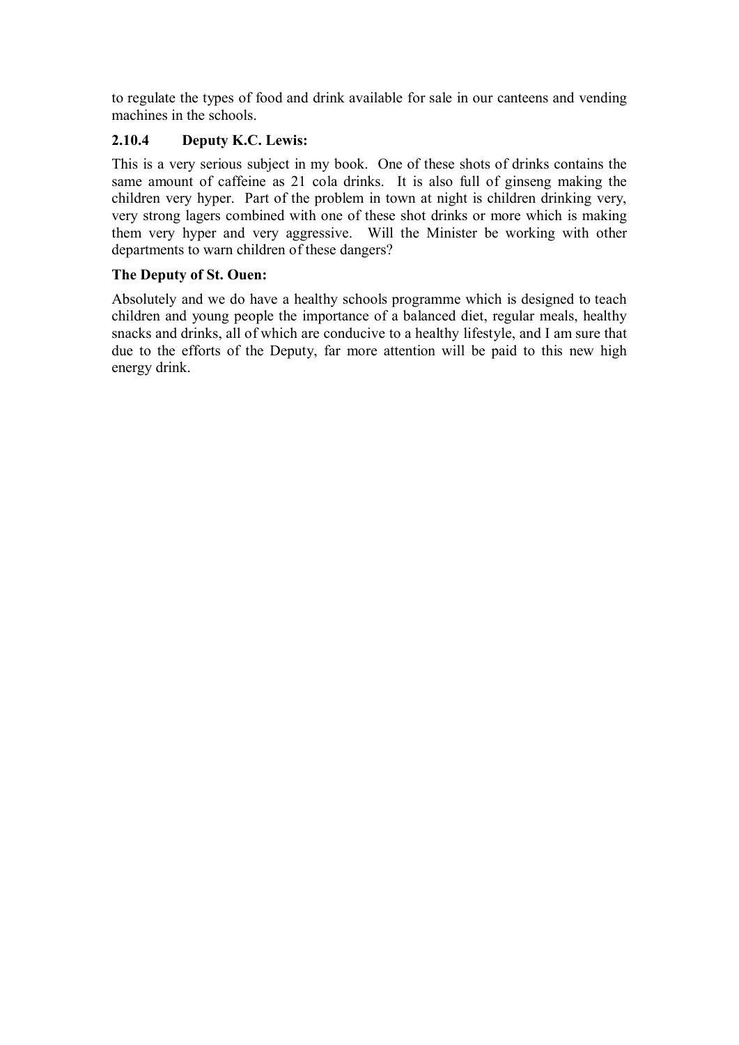to regulate the types of food and drink available for sale in our canteens and vending machines in the schools.

### 2.10.4 Deputy K.C. Lewis:

This is a very serious subject in my book. One of these shots of drinks contains the same amount of caffeine as 21 cola drinks. It is also full of ginseng making the children very hyper. Part of the problem in town at night is children drinking very, very strong lagers combined with one of these shot drinks or more which is making them very hyper and very aggressive. Will the Minister be working with other departments to warn children of these dangers?

**The Deputy of St. Ouen:**

Absolutely and we do have a healthy schools programme which is designed to teach children and young people the importance of a balanced diet, regular meals, healthy snacks and drinks, all of which are conducive to a healthy lifestyle, and I am sure that due to the efforts of the Deputy, far more attention will be paid to this new high energy drink.